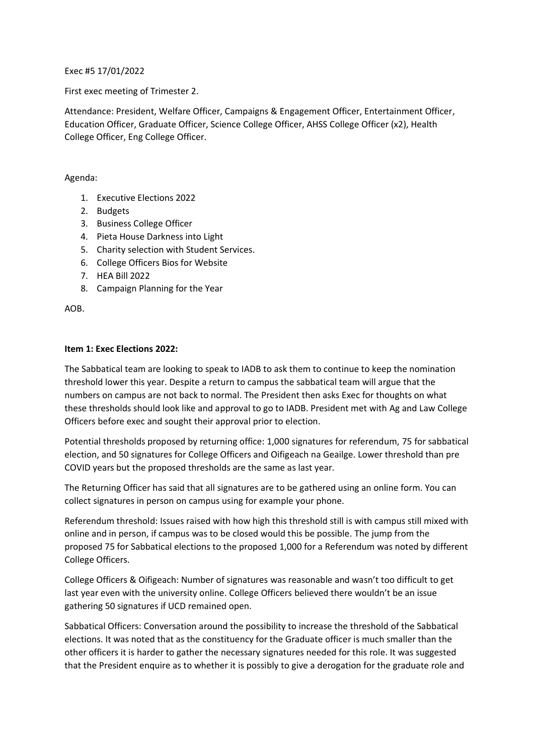Exec #5 17/01/2022

First exec meeting of Trimester 2.

Attendance: President, Welfare Officer, Campaigns & Engagement Officer, Entertainment Officer, Education Officer, Graduate Officer, Science College Officer, AHSS College Officer (x2), Health College Officer, Eng College Officer.

Agenda:

1. Executive Elections 2022
2. Budgets
3. Business College Officer
4. Pieta House Darkness into Light
5. Charity selection with Student Services.
6. College Officers Bios for Website
7. HEA Bill 2022
8. Campaign Planning for the Year

AOB.

**Item 1: Exec Elections 2022:**

The Sabbatical team are looking to speak to IADB to ask them to continue to keep the nomination threshold lower this year. Despite a return to campus the sabbatical team will argue that the numbers on campus are not back to normal. The President then asks Exec for thoughts on what these thresholds should look like and approval to go to IADB. President met with Ag and Law College Officers before exec and sought their approval prior to election.

Potential thresholds proposed by returning office: 1,000 signatures for referendum, 75 for sabbatical election, and 50 signatures for College Officers and Oifigeach na Geailge. Lower threshold than pre COVID years but the proposed thresholds are the same as last year.

The Returning Officer has said that all signatures are to be gathered using an online form. You can collect signatures in person on campus using for example your phone.

Referendum threshold: Issues raised with how high this threshold still is with campus still mixed with online and in person, if campus was to be closed would this be possible. The jump from the proposed 75 for Sabbatical elections to the proposed 1,000 for a Referendum was noted by different College Officers.

College Officers & Oifigeach: Number of signatures was reasonable and wasn't too difficult to get last year even with the university online. College Officers believed there wouldn't be an issue gathering 50 signatures if UCD remained open.

Sabbatical Officers: Conversation around the possibility to increase the threshold of the Sabbatical elections. It was noted that as the constituency for the Graduate officer is much smaller than the other officers it is harder to gather the necessary signatures needed for this role. It was suggested that the President enquire as to whether it is possibly to give a derogation for the graduate role and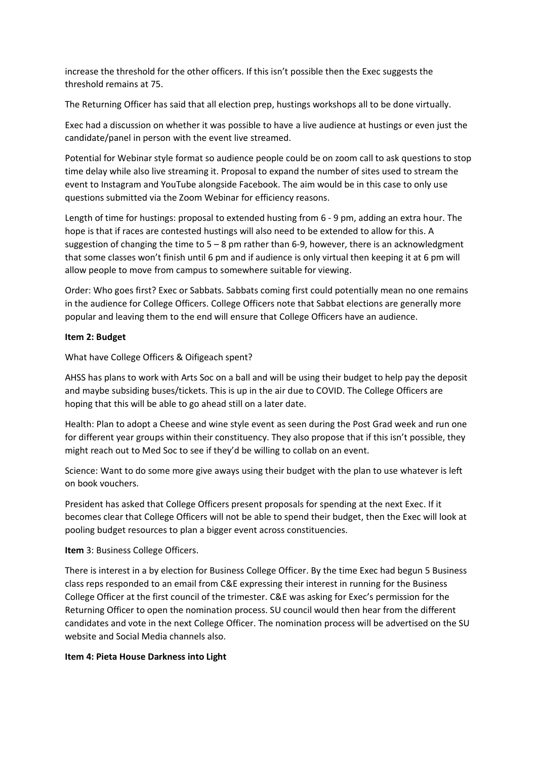increase the threshold for the other officers. If this isn't possible then the Exec suggests the threshold remains at 75.

The Returning Officer has said that all election prep, hustings workshops all to be done virtually.

Exec had a discussion on whether it was possible to have a live audience at hustings or even just the candidate/panel in person with the event live streamed.

Potential for Webinar style format so audience people could be on zoom call to ask questions to stop time delay while also live streaming it. Proposal to expand the number of sites used to stream the event to Instagram and YouTube alongside Facebook. The aim would be in this case to only use questions submitted via the Zoom Webinar for efficiency reasons.

Length of time for hustings: proposal to extended husting from 6 - 9 pm, adding an extra hour. The hope is that if races are contested hustings will also need to be extended to allow for this. A suggestion of changing the time to 5 – 8 pm rather than 6-9, however, there is an acknowledgment that some classes won't finish until 6 pm and if audience is only virtual then keeping it at 6 pm will allow people to move from campus to somewhere suitable for viewing.

Order: Who goes first? Exec or Sabbats. Sabbats coming first could potentially mean no one remains in the audience for College Officers. College Officers note that Sabbat elections are generally more popular and leaving them to the end will ensure that College Officers have an audience.

**Item 2: Budget**

What have College Officers & Oifigeach spent?

AHSS has plans to work with Arts Soc on a ball and will be using their budget to help pay the deposit and maybe subsiding buses/tickets. This is up in the air due to COVID. The College Officers are hoping that this will be able to go ahead still on a later date.

Health: Plan to adopt a Cheese and wine style event as seen during the Post Grad week and run one for different year groups within their constituency. They also propose that if this isn't possible, they might reach out to Med Soc to see if they'd be willing to collab on an event.

Science: Want to do some more give aways using their budget with the plan to use whatever is left on book vouchers.

President has asked that College Officers present proposals for spending at the next Exec. If it becomes clear that College Officers will not be able to spend their budget, then the Exec will look at pooling budget resources to plan a bigger event across constituencies.

**Item** 3: Business College Officers.

There is interest in a by election for Business College Officer. By the time Exec had begun 5 Business class reps responded to an email from C&E expressing their interest in running for the Business College Officer at the first council of the trimester. C&E was asking for Exec's permission for the Returning Officer to open the nomination process. SU council would then hear from the different candidates and vote in the next College Officer. The nomination process will be advertised on the SU website and Social Media channels also.

**Item 4: Pieta House Darkness into Light**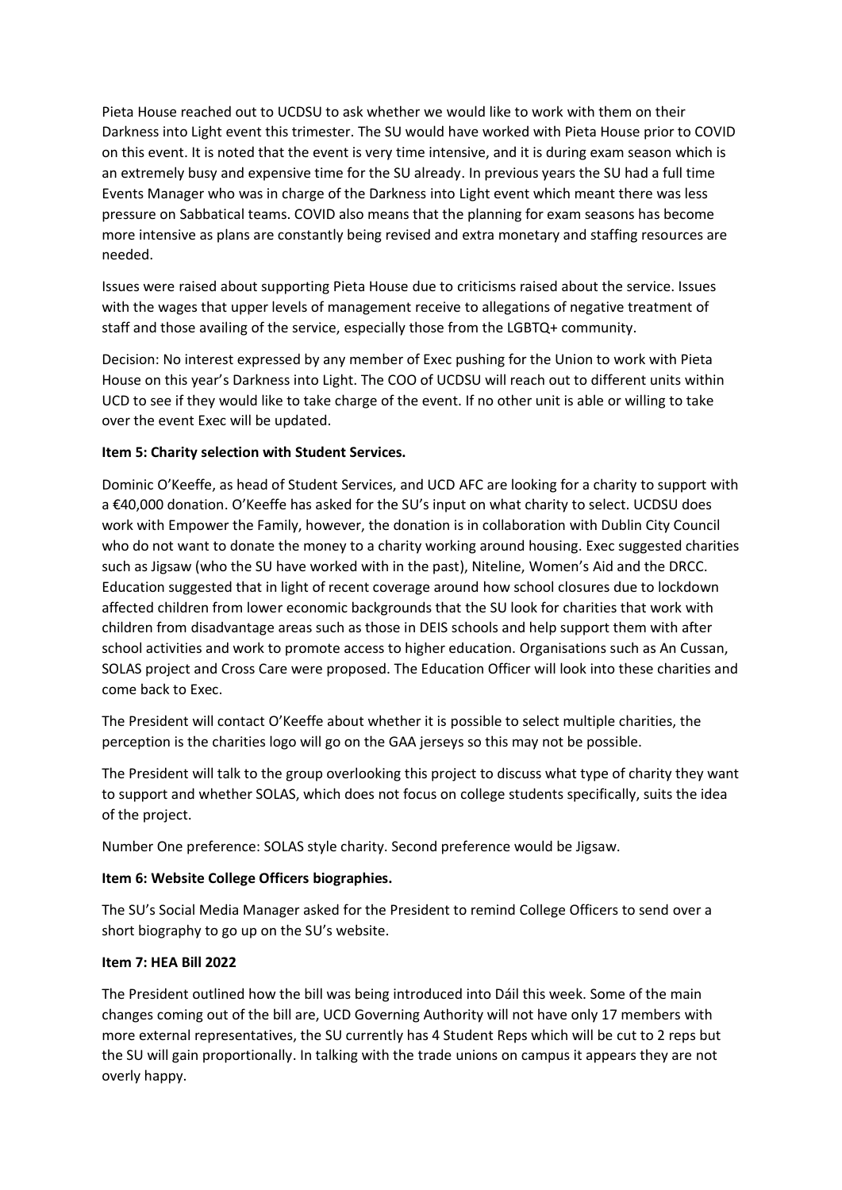Pieta House reached out to UCDSU to ask whether we would like to work with them on their Darkness into Light event this trimester. The SU would have worked with Pieta House prior to COVID on this event. It is noted that the event is very time intensive, and it is during exam season which is an extremely busy and expensive time for the SU already. In previous years the SU had a full time Events Manager who was in charge of the Darkness into Light event which meant there was less pressure on Sabbatical teams. COVID also means that the planning for exam seasons has become more intensive as plans are constantly being revised and extra monetary and staffing resources are needed.

Issues were raised about supporting Pieta House due to criticisms raised about the service. Issues with the wages that upper levels of management receive to allegations of negative treatment of staff and those availing of the service, especially those from the LGBTQ+ community.

Decision: No interest expressed by any member of Exec pushing for the Union to work with Pieta House on this year's Darkness into Light. The COO of UCDSU will reach out to different units within UCD to see if they would like to take charge of the event. If no other unit is able or willing to take over the event Exec will be updated.

**Item 5: Charity selection with Student Services.**

Dominic O'Keeffe, as head of Student Services, and UCD AFC are looking for a charity to support with a €40,000 donation. O'Keeffe has asked for the SU's input on what charity to select. UCDSU does work with Empower the Family, however, the donation is in collaboration with Dublin City Council who do not want to donate the money to a charity working around housing. Exec suggested charities such as Jigsaw (who the SU have worked with in the past), Niteline, Women's Aid and the DRCC. Education suggested that in light of recent coverage around how school closures due to lockdown affected children from lower economic backgrounds that the SU look for charities that work with children from disadvantage areas such as those in DEIS schools and help support them with after school activities and work to promote access to higher education. Organisations such as An Cussan, SOLAS project and Cross Care were proposed. The Education Officer will look into these charities and come back to Exec.

The President will contact O'Keeffe about whether it is possible to select multiple charities, the perception is the charities logo will go on the GAA jerseys so this may not be possible.

The President will talk to the group overlooking this project to discuss what type of charity they want to support and whether SOLAS, which does not focus on college students specifically, suits the idea of the project.

Number One preference: SOLAS style charity. Second preference would be Jigsaw.

**Item 6: Website College Officers biographies.**

The SU's Social Media Manager asked for the President to remind College Officers to send over a short biography to go up on the SU's website.

**Item 7: HEA Bill 2022**

The President outlined how the bill was being introduced into Dáil this week. Some of the main changes coming out of the bill are, UCD Governing Authority will not have only 17 members with more external representatives, the SU currently has 4 Student Reps which will be cut to 2 reps but the SU will gain proportionally. In talking with the trade unions on campus it appears they are not overly happy.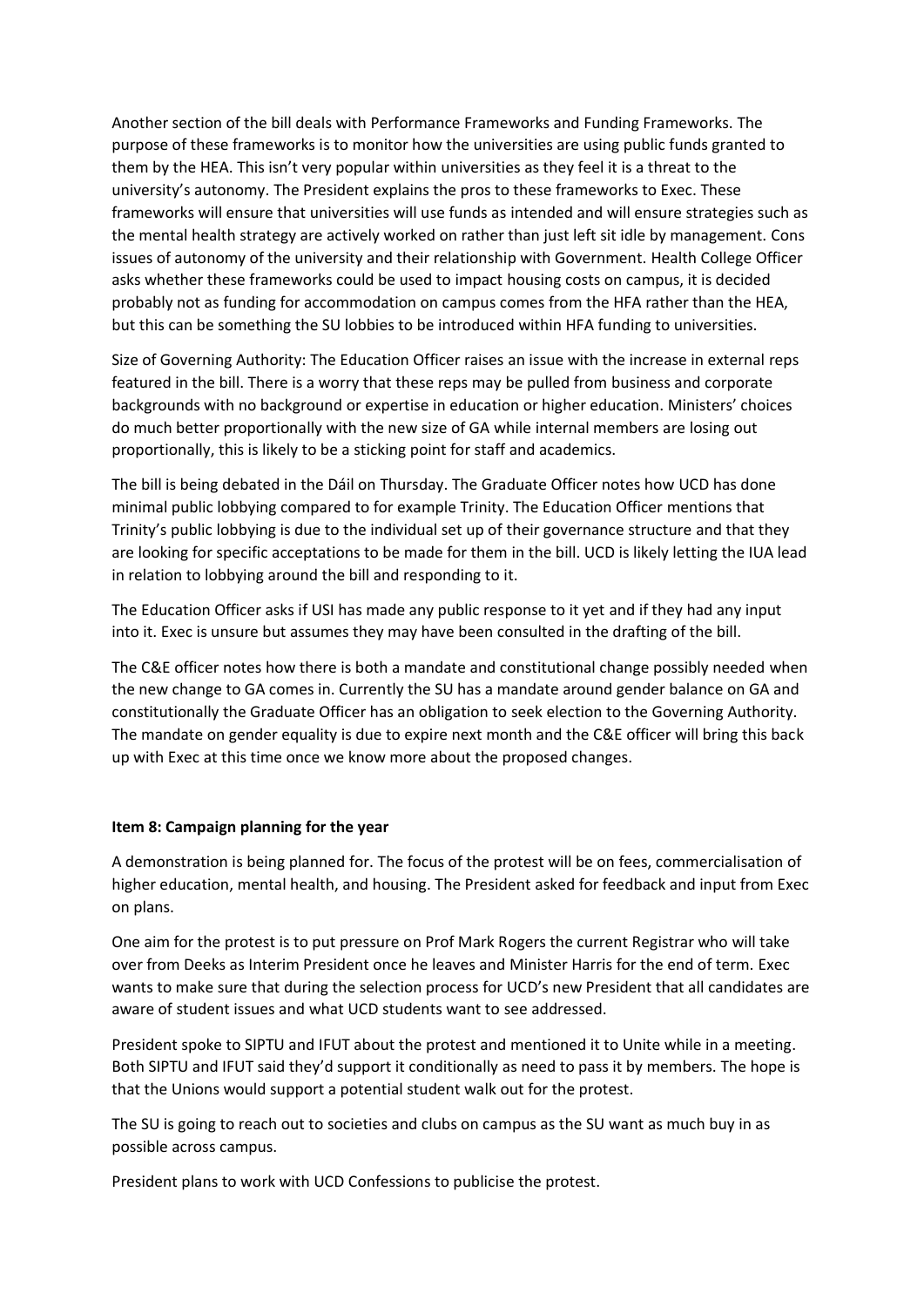Another section of the bill deals with Performance Frameworks and Funding Frameworks. The purpose of these frameworks is to monitor how the universities are using public funds granted to them by the HEA. This isn't very popular within universities as they feel it is a threat to the university's autonomy. The President explains the pros to these frameworks to Exec. These frameworks will ensure that universities will use funds as intended and will ensure strategies such as the mental health strategy are actively worked on rather than just left sit idle by management. Cons issues of autonomy of the university and their relationship with Government. Health College Officer asks whether these frameworks could be used to impact housing costs on campus, it is decided probably not as funding for accommodation on campus comes from the HFA rather than the HEA, but this can be something the SU lobbies to be introduced within HFA funding to universities.

Size of Governing Authority: The Education Officer raises an issue with the increase in external reps featured in the bill. There is a worry that these reps may be pulled from business and corporate backgrounds with no background or expertise in education or higher education. Ministers' choices do much better proportionally with the new size of GA while internal members are losing out proportionally, this is likely to be a sticking point for staff and academics.

The bill is being debated in the Dáil on Thursday. The Graduate Officer notes how UCD has done minimal public lobbying compared to for example Trinity. The Education Officer mentions that Trinity's public lobbying is due to the individual set up of their governance structure and that they are looking for specific acceptations to be made for them in the bill. UCD is likely letting the IUA lead in relation to lobbying around the bill and responding to it.

The Education Officer asks if USI has made any public response to it yet and if they had any input into it. Exec is unsure but assumes they may have been consulted in the drafting of the bill.

The C&E officer notes how there is both a mandate and constitutional change possibly needed when the new change to GA comes in. Currently the SU has a mandate around gender balance on GA and constitutionally the Graduate Officer has an obligation to seek election to the Governing Authority. The mandate on gender equality is due to expire next month and the C&E officer will bring this back up with Exec at this time once we know more about the proposed changes.

**Item 8: Campaign planning for the year**

A demonstration is being planned for. The focus of the protest will be on fees, commercialisation of higher education, mental health, and housing. The President asked for feedback and input from Exec on plans.

One aim for the protest is to put pressure on Prof Mark Rogers the current Registrar who will take over from Deeks as Interim President once he leaves and Minister Harris for the end of term. Exec wants to make sure that during the selection process for UCD's new President that all candidates are aware of student issues and what UCD students want to see addressed.

President spoke to SIPTU and IFUT about the protest and mentioned it to Unite while in a meeting. Both SIPTU and IFUT said they'd support it conditionally as need to pass it by members. The hope is that the Unions would support a potential student walk out for the protest.

The SU is going to reach out to societies and clubs on campus as the SU want as much buy in as possible across campus.

President plans to work with UCD Confessions to publicise the protest.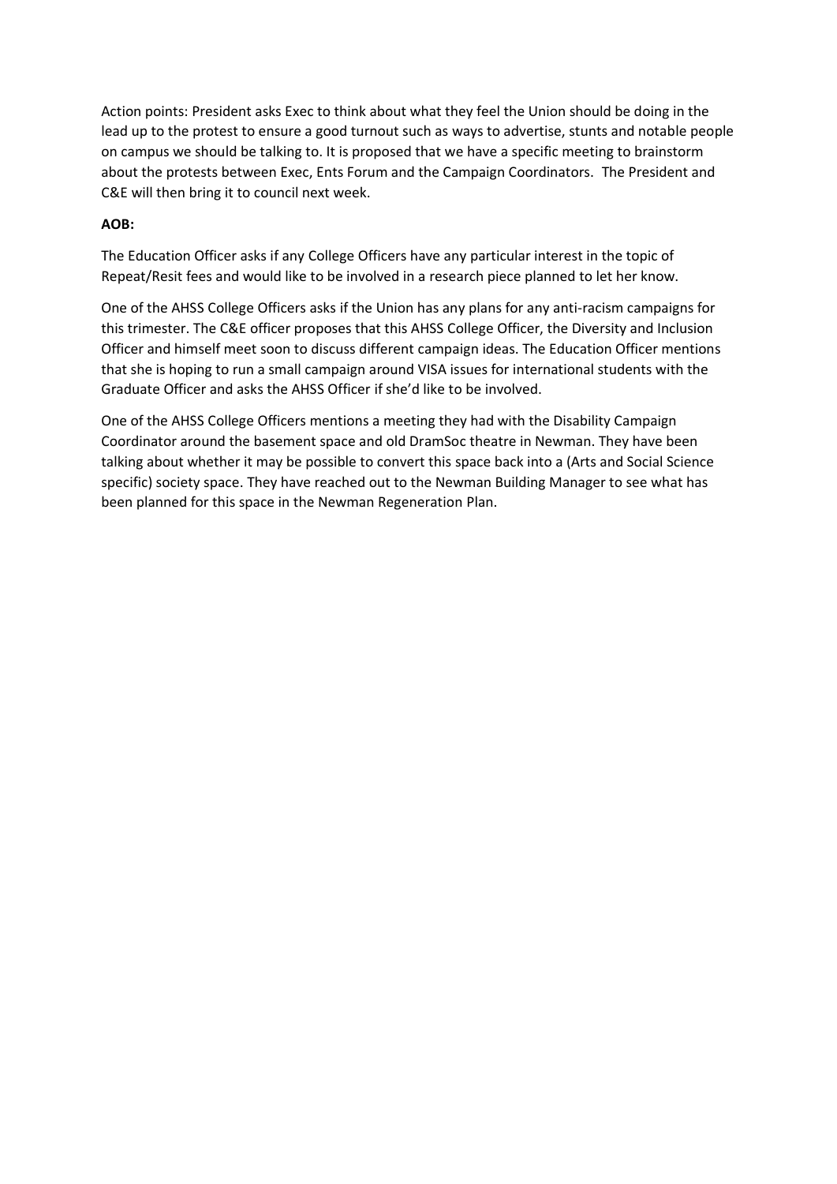Action points: President asks Exec to think about what they feel the Union should be doing in the lead up to the protest to ensure a good turnout such as ways to advertise, stunts and notable people on campus we should be talking to. It is proposed that we have a specific meeting to brainstorm about the protests between Exec, Ents Forum and the Campaign Coordinators. The President and C&E will then bring it to council next week.

**AOB:**

The Education Officer asks if any College Officers have any particular interest in the topic of Repeat/Resit fees and would like to be involved in a research piece planned to let her know.

One of the AHSS College Officers asks if the Union has any plans for any anti-racism campaigns for this trimester. The C&E officer proposes that this AHSS College Officer, the Diversity and Inclusion Officer and himself meet soon to discuss different campaign ideas. The Education Officer mentions that she is hoping to run a small campaign around VISA issues for international students with the Graduate Officer and asks the AHSS Officer if she'd like to be involved.

One of the AHSS College Officers mentions a meeting they had with the Disability Campaign Coordinator around the basement space and old DramSoc theatre in Newman. They have been talking about whether it may be possible to convert this space back into a (Arts and Social Science specific) society space. They have reached out to the Newman Building Manager to see what has been planned for this space in the Newman Regeneration Plan.